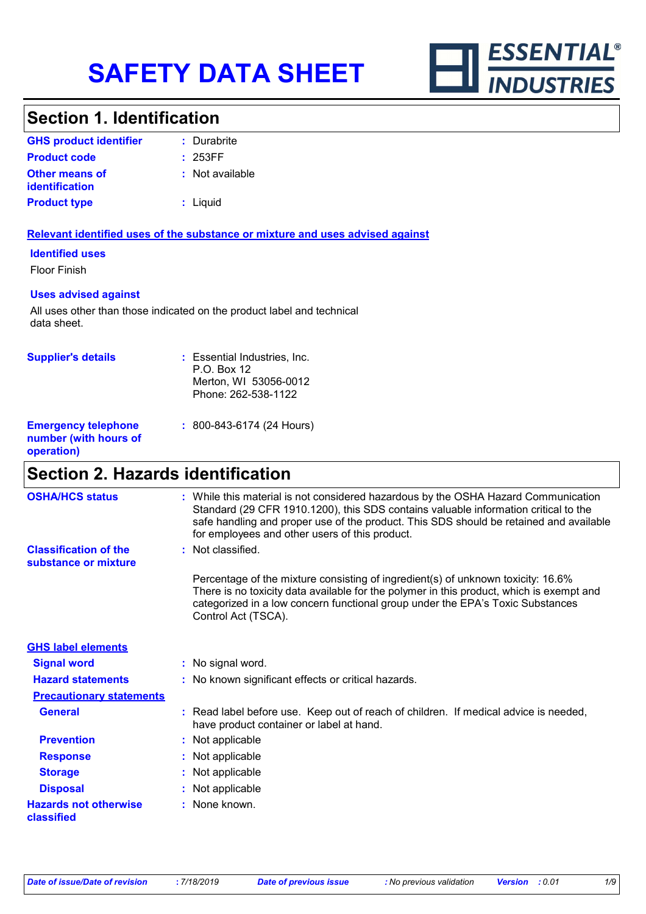# SAFETY DATA SHEET

ESSENTIAL® INDUSTRIES

## Section 1. Identification

**GHS product identifier** : Durabrite

**Product code** : 253FF

**Other means of identification** : Not available

**Product type** : Liquid

**Relevant identified uses of the substance or mixture and uses advised against**

**Identified uses**

Floor Finish

**Uses advised against**

All uses other than those indicated on the product label and technical data sheet.

**Supplier's details** : Essential Industries, Inc.
P.O. Box 12
Merton, WI 53056-0012
Phone: 262-538-1122

**Emergency telephone number (with hours of operation)** : 800-843-6174 (24 Hours)

## Section 2. Hazards identification

**OSHA/HCS status** : While this material is not considered hazardous by the OSHA Hazard Communication Standard (29 CFR 1910.1200), this SDS contains valuable information critical to the safe handling and proper use of the product. This SDS should be retained and available for employees and other users of this product.

**Classification of the substance or mixture** : Not classified.

Percentage of the mixture consisting of ingredient(s) of unknown toxicity: 16.6%
There is no toxicity data available for the polymer in this product, which is exempt and categorized in a low concern functional group under the EPA's Toxic Substances Control Act (TSCA).

**GHS label elements**

**Signal word** : No signal word.

**Hazard statements** : No known significant effects or critical hazards.

**Precautionary statements**

**General** : Read label before use. Keep out of reach of children. If medical advice is needed, have product container or label at hand.

**Prevention** : Not applicable

**Response** : Not applicable

**Storage** : Not applicable

**Disposal** : Not applicable

**Hazards not otherwise classified** : None known.

*Date of issue/Date of revision : 7/18/2019 Date of previous issue : No previous validation Version : 0.01*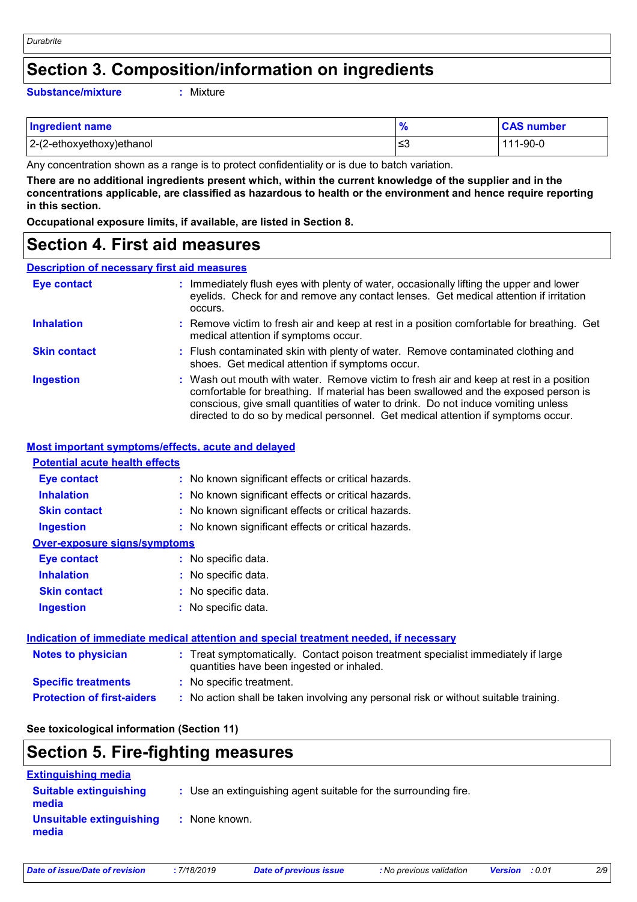## Section 3. Composition/information on ingredients

**Substance/mixture** : Mixture

| Ingredient name | % | CAS number |
|---|---|---|
| 2-(2-ethoxyethoxy)ethanol | ≤3 | 111-90-0 |

Any concentration shown as a range is to protect confidentiality or is due to batch variation.

**There are no additional ingredients present which, within the current knowledge of the supplier and in the concentrations applicable, are classified as hazardous to health or the environment and hence require reporting in this section.**

**Occupational exposure limits, if available, are listed in Section 8.**

## Section 4. First aid measures

### Description of necessary first aid measures

**Eye contact** : Immediately flush eyes with plenty of water, occasionally lifting the upper and lower eyelids. Check for and remove any contact lenses. Get medical attention if irritation occurs.

**Inhalation** : Remove victim to fresh air and keep at rest in a position comfortable for breathing. Get medical attention if symptoms occur.

**Skin contact** : Flush contaminated skin with plenty of water. Remove contaminated clothing and shoes. Get medical attention if symptoms occur.

**Ingestion** : Wash out mouth with water. Remove victim to fresh air and keep at rest in a position comfortable for breathing. If material has been swallowed and the exposed person is conscious, give small quantities of water to drink. Do not induce vomiting unless directed to do so by medical personnel. Get medical attention if symptoms occur.

### Most important symptoms/effects, acute and delayed

#### Potential acute health effects

**Eye contact** : No known significant effects or critical hazards.

**Inhalation** : No known significant effects or critical hazards.

**Skin contact** : No known significant effects or critical hazards.

**Ingestion** : No known significant effects or critical hazards.

#### Over-exposure signs/symptoms

**Eye contact** : No specific data.

**Inhalation** : No specific data.

**Skin contact** : No specific data.

**Ingestion** : No specific data.

### Indication of immediate medical attention and special treatment needed, if necessary

**Notes to physician** : Treat symptomatically. Contact poison treatment specialist immediately if large quantities have been ingested or inhaled.

**Specific treatments** : No specific treatment.

**Protection of first-aiders** : No action shall be taken involving any personal risk or without suitable training.

**See toxicological information (Section 11)**

## Section 5. Fire-fighting measures

### Extinguishing media

**Suitable extinguishing media** : Use an extinguishing agent suitable for the surrounding fire.

**Unsuitable extinguishing media** : None known.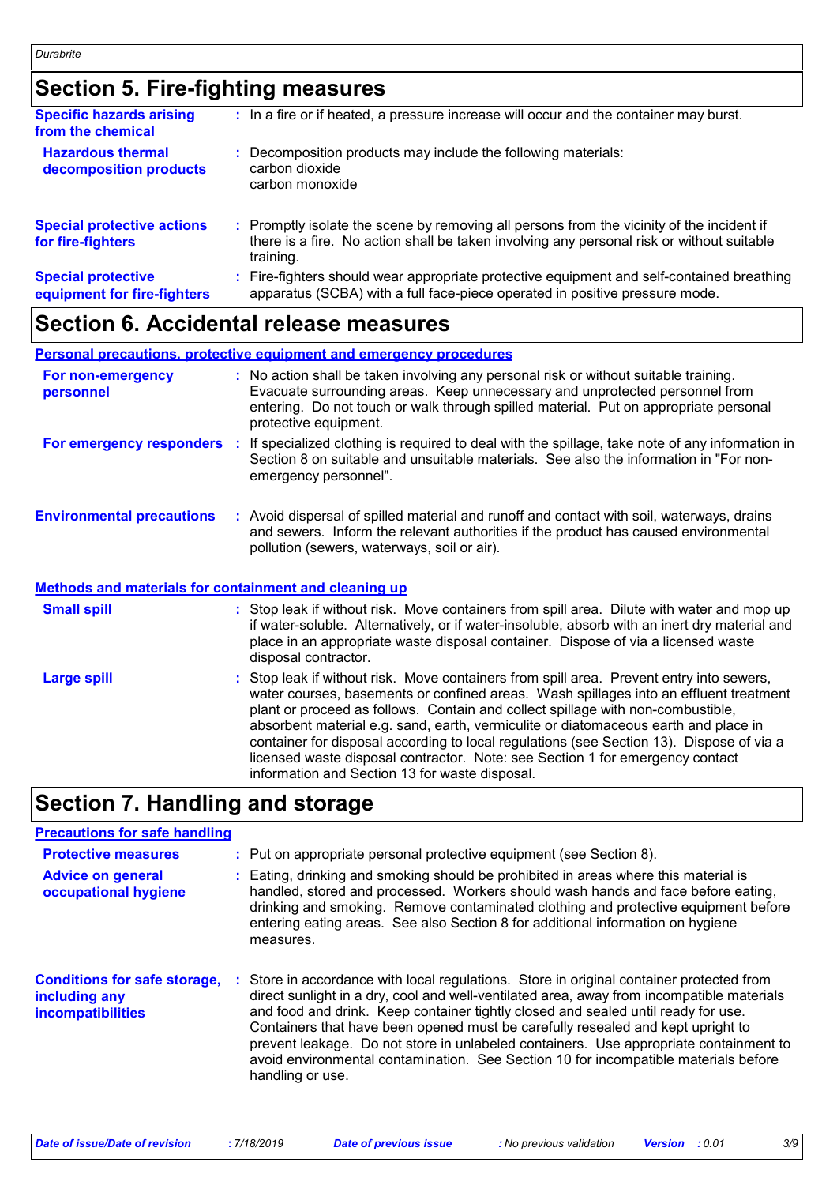## Section 5. Fire-fighting measures

**Specific hazards arising from the chemical** : In a fire or if heated, a pressure increase will occur and the container may burst.

**Hazardous thermal decomposition products** : Decomposition products may include the following materials:
carbon dioxide
carbon monoxide

**Special protective actions for fire-fighters** : Promptly isolate the scene by removing all persons from the vicinity of the incident if there is a fire. No action shall be taken involving any personal risk or without suitable training.

**Special protective equipment for fire-fighters** : Fire-fighters should wear appropriate protective equipment and self-contained breathing apparatus (SCBA) with a full face-piece operated in positive pressure mode.

## Section 6. Accidental release measures

### Personal precautions, protective equipment and emergency procedures

**For non-emergency personnel** : No action shall be taken involving any personal risk or without suitable training. Evacuate surrounding areas. Keep unnecessary and unprotected personnel from entering. Do not touch or walk through spilled material. Put on appropriate personal protective equipment.

**For emergency responders** : If specialized clothing is required to deal with the spillage, take note of any information in Section 8 on suitable and unsuitable materials. See also the information in "For non-emergency personnel".

**Environmental precautions** : Avoid dispersal of spilled material and runoff and contact with soil, waterways, drains and sewers. Inform the relevant authorities if the product has caused environmental pollution (sewers, waterways, soil or air).

### Methods and materials for containment and cleaning up

**Small spill** : Stop leak if without risk. Move containers from spill area. Dilute with water and mop up if water-soluble. Alternatively, or if water-insoluble, absorb with an inert dry material and place in an appropriate waste disposal container. Dispose of via a licensed waste disposal contractor.

**Large spill** : Stop leak if without risk. Move containers from spill area. Prevent entry into sewers, water courses, basements or confined areas. Wash spillages into an effluent treatment plant or proceed as follows. Contain and collect spillage with non-combustible, absorbent material e.g. sand, earth, vermiculite or diatomaceous earth and place in container for disposal according to local regulations (see Section 13). Dispose of via a licensed waste disposal contractor. Note: see Section 1 for emergency contact information and Section 13 for waste disposal.

## Section 7. Handling and storage

### Precautions for safe handling

**Protective measures** : Put on appropriate personal protective equipment (see Section 8).

**Advice on general occupational hygiene** : Eating, drinking and smoking should be prohibited in areas where this material is handled, stored and processed. Workers should wash hands and face before eating, drinking and smoking. Remove contaminated clothing and protective equipment before entering eating areas. See also Section 8 for additional information on hygiene measures.

**Conditions for safe storage, including any incompatibilities** : Store in accordance with local regulations. Store in original container protected from direct sunlight in a dry, cool and well-ventilated area, away from incompatible materials and food and drink. Keep container tightly closed and sealed until ready for use. Containers that have been opened must be carefully resealed and kept upright to prevent leakage. Do not store in unlabeled containers. Use appropriate containment to avoid environmental contamination. See Section 10 for incompatible materials before handling or use.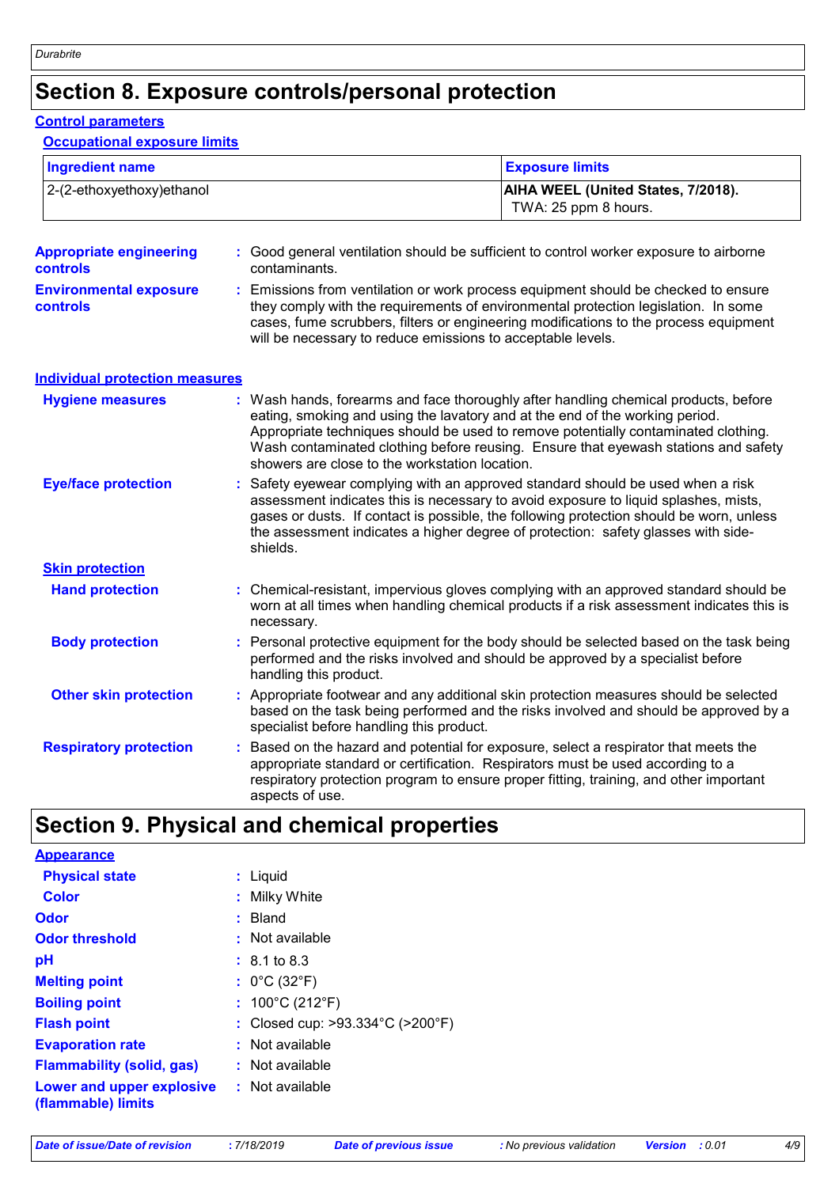## Section 8. Exposure controls/personal protection

### Control parameters

#### Occupational exposure limits

| Ingredient name | Exposure limits |
| --- | --- |
| 2-(2-ethoxyethoxy)ethanol | **AIHA WEEL (United States, 7/2018).** TWA: 25 ppm 8 hours. |

**Appropriate engineering controls** : Good general ventilation should be sufficient to control worker exposure to airborne contaminants.

**Environmental exposure controls** : Emissions from ventilation or work process equipment should be checked to ensure they comply with the requirements of environmental protection legislation. In some cases, fume scrubbers, filters or engineering modifications to the process equipment will be necessary to reduce emissions to acceptable levels.

### Individual protection measures

**Hygiene measures** : Wash hands, forearms and face thoroughly after handling chemical products, before eating, smoking and using the lavatory and at the end of the working period. Appropriate techniques should be used to remove potentially contaminated clothing. Wash contaminated clothing before reusing. Ensure that eyewash stations and safety showers are close to the workstation location.

**Eye/face protection** : Safety eyewear complying with an approved standard should be used when a risk assessment indicates this is necessary to avoid exposure to liquid splashes, mists, gases or dusts. If contact is possible, the following protection should be worn, unless the assessment indicates a higher degree of protection: safety glasses with side-shields.

**Skin protection**

**Hand protection** : Chemical-resistant, impervious gloves complying with an approved standard should be worn at all times when handling chemical products if a risk assessment indicates this is necessary.

**Body protection** : Personal protective equipment for the body should be selected based on the task being performed and the risks involved and should be approved by a specialist before handling this product.

**Other skin protection** : Appropriate footwear and any additional skin protection measures should be selected based on the task being performed and the risks involved and should be approved by a specialist before handling this product.

**Respiratory protection** : Based on the hazard and potential for exposure, select a respirator that meets the appropriate standard or certification. Respirators must be used according to a respiratory protection program to ensure proper fitting, training, and other important aspects of use.

## Section 9. Physical and chemical properties

### Appearance

**Physical state** : Liquid

**Color** : Milky White

**Odor** : Bland

**Odor threshold** : Not available

**pH** : 8.1 to 8.3

**Melting point** : 0°C (32°F)

**Boiling point** : 100°C (212°F)

**Flash point** : Closed cup: >93.334°C (>200°F)

**Evaporation rate** : Not available

**Flammability (solid, gas)** : Not available

**Lower and upper explosive (flammable) limits** : Not available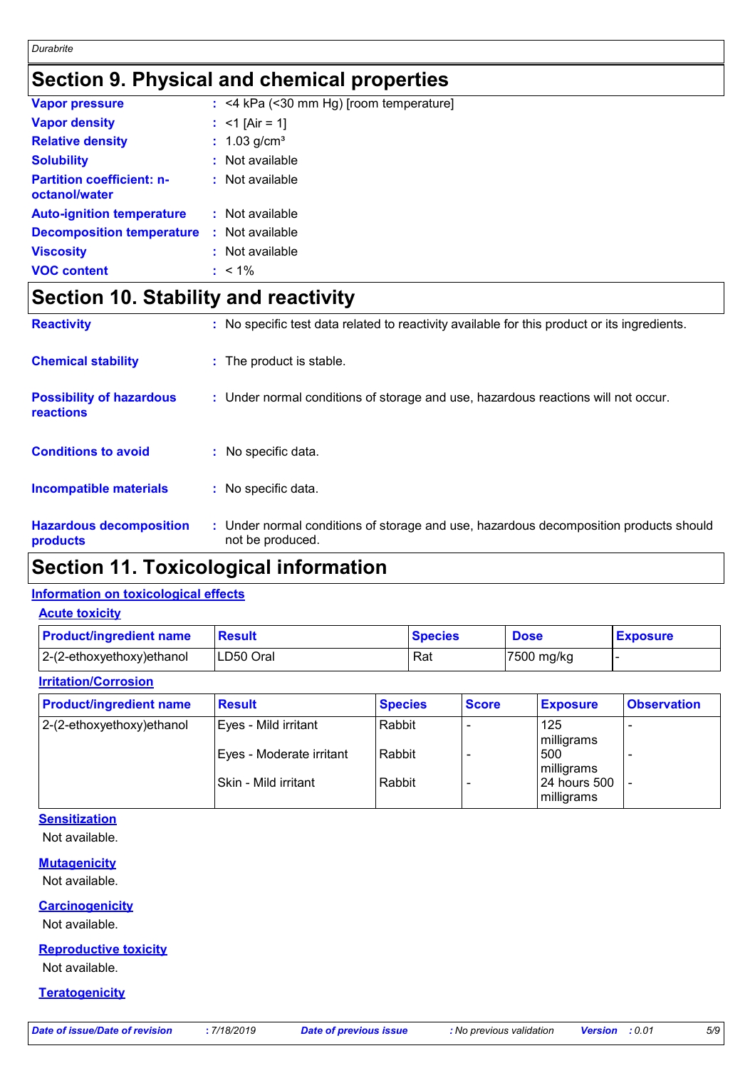## Section 9. Physical and chemical properties

| | | |
|---|---|---|
| **Vapor pressure** | : | <4 kPa (<30 mm Hg) [room temperature] |
| **Vapor density** | : | <1 [Air = 1] |
| **Relative density** | : | 1.03 g/cm³ |
| **Solubility** | : | Not available |
| **Partition coefficient: n-octanol/water** | : | Not available |
| **Auto-ignition temperature** | : | Not available |
| **Decomposition temperature** | : | Not available |
| **Viscosity** | : | Not available |
| **VOC content** | : | < 1% |

## Section 10. Stability and reactivity

| | | |
|---|---|---|
| **Reactivity** | : | No specific test data related to reactivity available for this product or its ingredients. |
| **Chemical stability** | : | The product is stable. |
| **Possibility of hazardous reactions** | : | Under normal conditions of storage and use, hazardous reactions will not occur. |
| **Conditions to avoid** | : | No specific data. |
| **Incompatible materials** | : | No specific data. |
| **Hazardous decomposition products** | : | Under normal conditions of storage and use, hazardous decomposition products should not be produced. |

## Section 11. Toxicological information

### Information on toxicological effects

#### Acute toxicity

| Product/ingredient name | Result | Species | Dose | Exposure |
|---|---|---|---|---|
| 2-(2-ethoxyethoxy)ethanol | LD50 Oral | Rat | 7500 mg/kg | - |

#### Irritation/Corrosion

| Product/ingredient name | Result | Species | Score | Exposure | Observation |
|---|---|---|---|---|---|
| 2-(2-ethoxyethoxy)ethanol | Eyes - Mild irritant | Rabbit | - | 125 milligrams | - |
| | Eyes - Moderate irritant | Rabbit | - | 500 milligrams | - |
| | Skin - Mild irritant | Rabbit | - | 24 hours 500 milligrams | - |

#### Sensitization

Not available.

#### Mutagenicity

Not available.

#### Carcinogenicity

Not available.

#### Reproductive toxicity

Not available.

#### Teratogenicity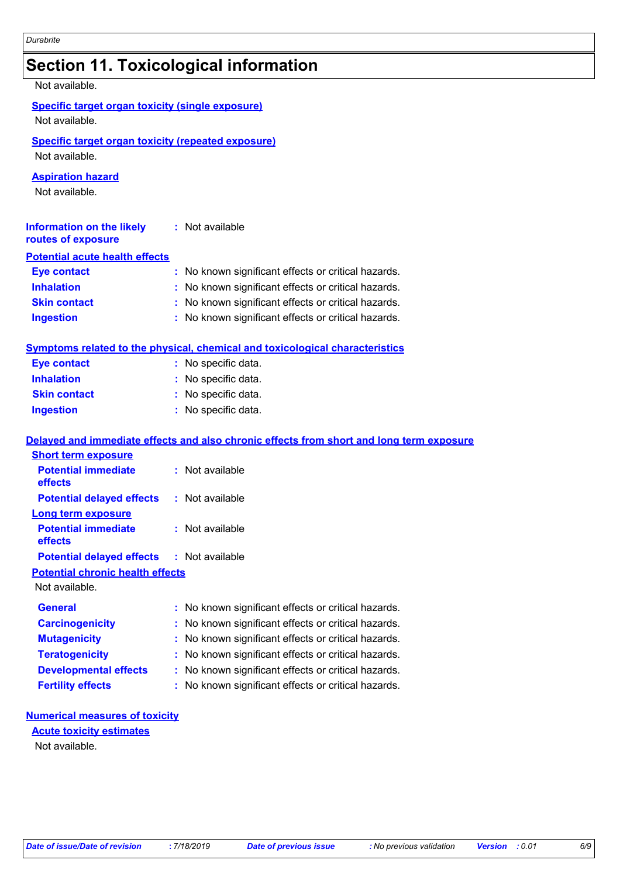# Section 11. Toxicological information

Not available.

**Specific target organ toxicity (single exposure)**

Not available.

**Specific target organ toxicity (repeated exposure)**

Not available.

**Aspiration hazard**

Not available.

**Information on the likely routes of exposure** : Not available

**Potential acute health effects**

| | |
|---|---|
| **Eye contact** | : No known significant effects or critical hazards. |
| **Inhalation** | : No known significant effects or critical hazards. |
| **Skin contact** | : No known significant effects or critical hazards. |
| **Ingestion** | : No known significant effects or critical hazards. |

**Symptoms related to the physical, chemical and toxicological characteristics**

| | |
|---|---|
| **Eye contact** | : No specific data. |
| **Inhalation** | : No specific data. |
| **Skin contact** | : No specific data. |
| **Ingestion** | : No specific data. |

**Delayed and immediate effects and also chronic effects from short and long term exposure**

**Short term exposure**

| | |
|---|---|
| **Potential immediate effects** | : Not available |
| **Potential delayed effects** | : Not available |

**Long term exposure**

| | |
|---|---|
| **Potential immediate effects** | : Not available |
| **Potential delayed effects** | : Not available |

**Potential chronic health effects**

Not available.

| | |
|---|---|
| **General** | : No known significant effects or critical hazards. |
| **Carcinogenicity** | : No known significant effects or critical hazards. |
| **Mutagenicity** | : No known significant effects or critical hazards. |
| **Teratogenicity** | : No known significant effects or critical hazards. |
| **Developmental effects** | : No known significant effects or critical hazards. |
| **Fertility effects** | : No known significant effects or critical hazards. |

**Numerical measures of toxicity**

**Acute toxicity estimates**

Not available.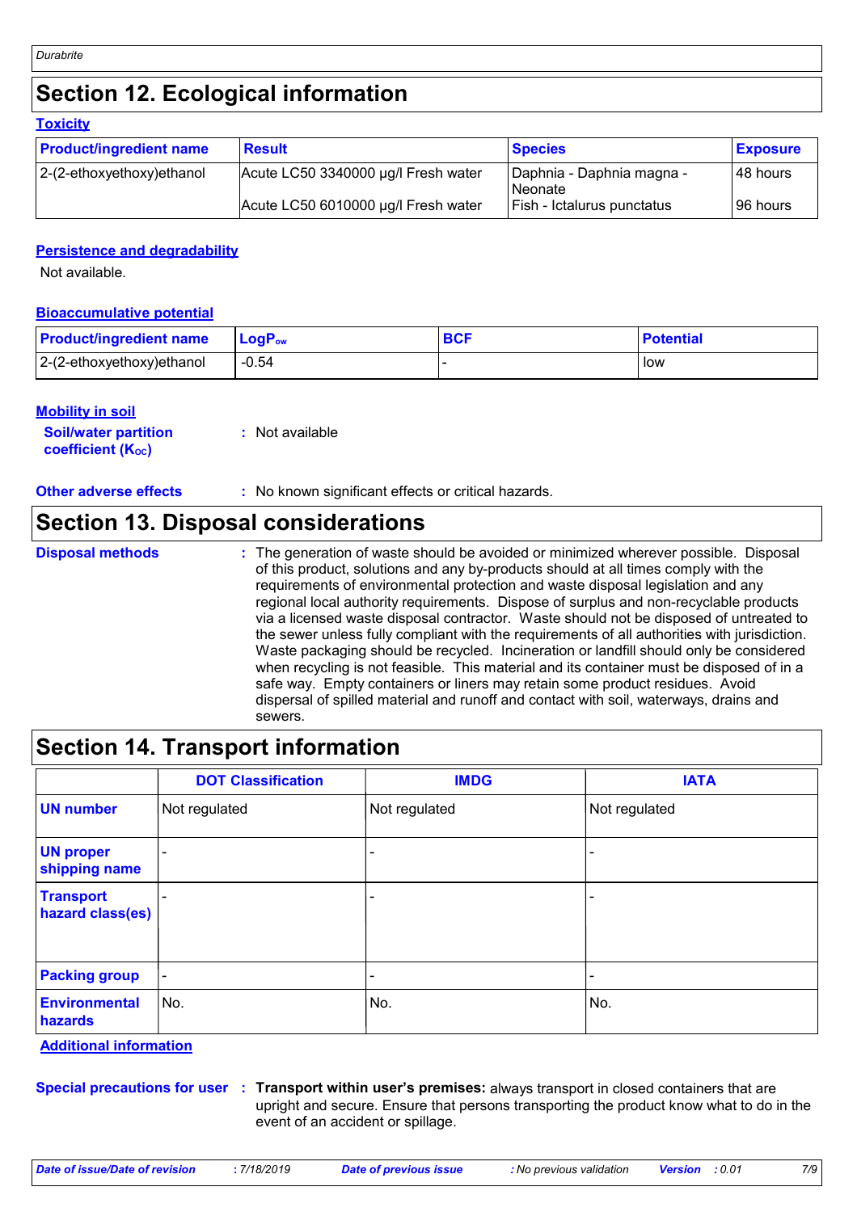## Section 12. Ecological information

### Toxicity

| Product/ingredient name | Result | Species | Exposure |
|---|---|---|---|
| 2-(2-ethoxyethoxy)ethanol | Acute LC50 3340000 µg/l Fresh water | Daphnia - Daphnia magna - Neonate | 48 hours |
| | Acute LC50 6010000 µg/l Fresh water | Fish - Ictalurus punctatus | 96 hours |

### Persistence and degradability

Not available.

### Bioaccumulative potential

| Product/ingredient name | $LogP_{ow}$ | BCF | Potential |
|---|---|---|---|
| 2-(2-ethoxyethoxy)ethanol | -0.54 | - | low |

### Mobility in soil

**Soil/water partition coefficient ($K_{OC}$)** : Not available

**Other adverse effects** : No known significant effects or critical hazards.

## Section 13. Disposal considerations

**Disposal methods** : The generation of waste should be avoided or minimized wherever possible. Disposal of this product, solutions and any by-products should at all times comply with the requirements of environmental protection and waste disposal legislation and any regional local authority requirements. Dispose of surplus and non-recyclable products via a licensed waste disposal contractor. Waste should not be disposed of untreated to the sewer unless fully compliant with the requirements of all authorities with jurisdiction. Waste packaging should be recycled. Incineration or landfill should only be considered when recycling is not feasible. This material and its container must be disposed of in a safe way. Empty containers or liners may retain some product residues. Avoid dispersal of spilled material and runoff and contact with soil, waterways, drains and sewers.

## Section 14. Transport information

| | DOT Classification | IMDG | IATA |
|---|---|---|---|
| UN number | Not regulated | Not regulated | Not regulated |
| UN proper shipping name | - | - | - |
| Transport hazard class(es) | - | - | - |
| Packing group | - | - | - |
| Environmental hazards | No. | No. | No. |

### Additional information

**Special precautions for user** : **Transport within user's premises:** always transport in closed containers that are upright and secure. Ensure that persons transporting the product know what to do in the event of an accident or spillage.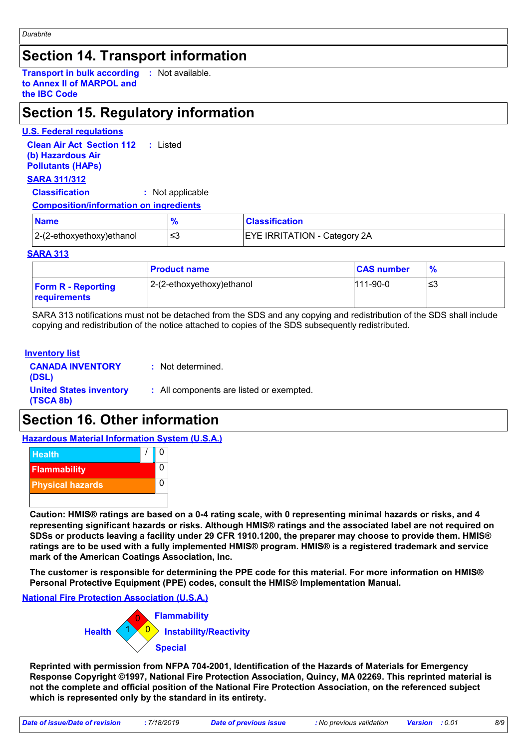## Section 14. Transport information

**Transport in bulk according to Annex II of MARPOL and the IBC Code** : Not available.

## Section 15. Regulatory information

**U.S. Federal regulations**

**Clean Air Act Section 112 (b) Hazardous Air Pollutants (HAPs)** : Listed

**SARA 311/312**

**Classification** : Not applicable

**Composition/information on ingredients**

| Name | % | Classification |
|---|---|---|
| 2-(2-ethoxyethoxy)ethanol | ≤3 | EYE IRRITATION - Category 2A |

**SARA 313**

| | Product name | CAS number | % |
|---|---|---|---|
| **Form R - Reporting requirements** | 2-(2-ethoxyethoxy)ethanol | 111-90-0 | ≤3 |

SARA 313 notifications must not be detached from the SDS and any copying and redistribution of the SDS shall include copying and redistribution of the notice attached to copies of the SDS subsequently redistributed.

**Inventory list**

**CANADA INVENTORY (DSL)** : Not determined.

**United States inventory (TSCA 8b)** : All components are listed or exempted.

## Section 16. Other information

**Hazardous Material Information System (U.S.A.)**

| | |
|---|---|
| Health | / 0 |
| Flammability | 0 |
| Physical hazards | 0 |

**Caution: HMIS® ratings are based on a 0-4 rating scale, with 0 representing minimal hazards or risks, and 4 representing significant hazards or risks. Although HMIS® ratings and the associated label are not required on SDSs or products leaving a facility under 29 CFR 1910.1200, the preparer may choose to provide them. HMIS® ratings are to be used with a fully implemented HMIS® program. HMIS® is a registered trademark and service mark of the American Coatings Association, Inc.**

**The customer is responsible for determining the PPE code for this material. For more information on HMIS® Personal Protective Equipment (PPE) codes, consult the HMIS® Implementation Manual.**

**National Fire Protection Association (U.S.A.)**

Health: 1
Flammability: 0
Instability/Reactivity: 0
Special:

**Reprinted with permission from NFPA 704-2001, Identification of the Hazards of Materials for Emergency Response Copyright ©1997, National Fire Protection Association, Quincy, MA 02269. This reprinted material is not the complete and official position of the National Fire Protection Association, on the referenced subject which is represented only by the standard in its entirety.**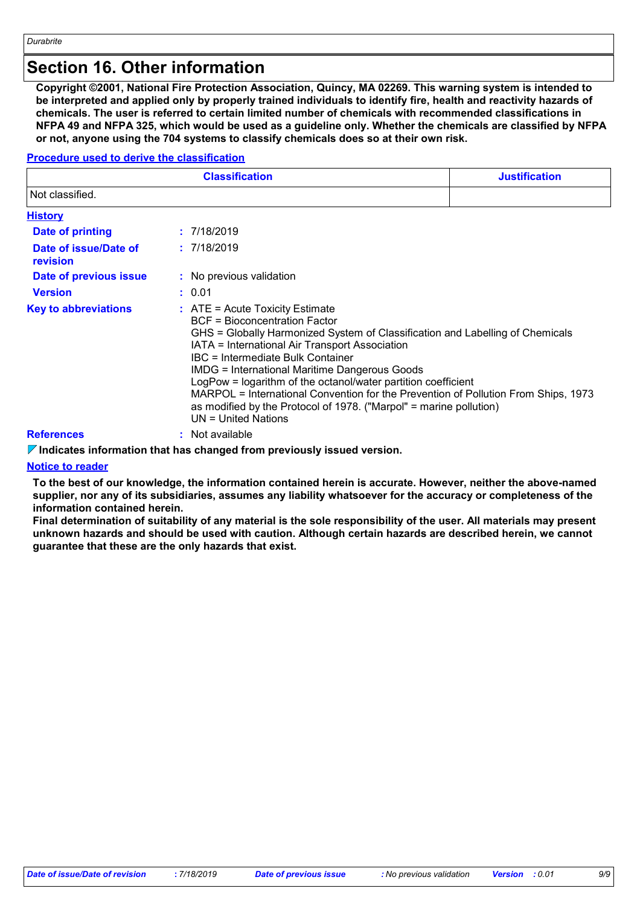# Section 16. Other information

**Copyright ©2001, National Fire Protection Association, Quincy, MA 02269. This warning system is intended to be interpreted and applied only by properly trained individuals to identify fire, health and reactivity hazards of chemicals. The user is referred to certain limited number of chemicals with recommended classifications in NFPA 49 and NFPA 325, which would be used as a guideline only. Whether the chemicals are classified by NFPA or not, anyone using the 704 systems to classify chemicals does so at their own risk.**

**Procedure used to derive the classification**

| Classification | Justification |
|---|---|
| Not classified. | |

**History**

**Date of printing** : 7/18/2019

**Date of issue/Date of revision** : 7/18/2019

**Date of previous issue** : No previous validation

**Version** : 0.01

**Key to abbreviations** : ATE = Acute Toxicity Estimate
BCF = Bioconcentration Factor
GHS = Globally Harmonized System of Classification and Labelling of Chemicals
IATA = International Air Transport Association
IBC = Intermediate Bulk Container
IMDG = International Maritime Dangerous Goods
LogPow = logarithm of the octanol/water partition coefficient
MARPOL = International Convention for the Prevention of Pollution From Ships, 1973 as modified by the Protocol of 1978. ("Marpol" = marine pollution)
UN = United Nations

**References** : Not available

**Indicates information that has changed from previously issued version.**

**Notice to reader**

**To the best of our knowledge, the information contained herein is accurate. However, neither the above-named supplier, nor any of its subsidiaries, assumes any liability whatsoever for the accuracy or completeness of the information contained herein.**

**Final determination of suitability of any material is the sole responsibility of the user. All materials may present unknown hazards and should be used with caution. Although certain hazards are described herein, we cannot guarantee that these are the only hazards that exist.**